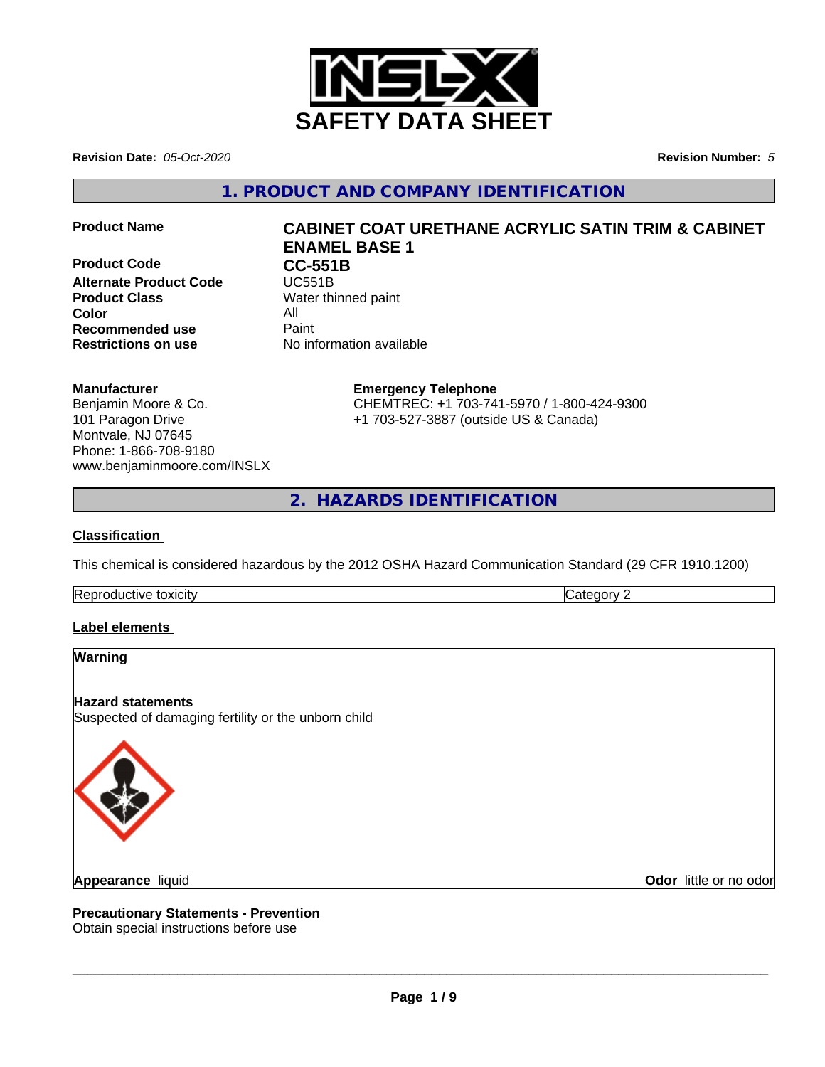# SAFETY DATA SHEET

**Revision Date:** *05-Oct-2020* **Revision Number:** *5*

## 1. PRODUCT AND COMPANY IDENTIFICATION

| | |
|---|---|
| **Product Name** | **CABINET COAT URETHANE ACRYLIC SATIN TRIM & CABINET ENAMEL BASE 1** |
| **Product Code** | **CC-551B** |
| **Alternate Product Code** | UC551B |
| **Product Class** | Water thinned paint |
| **Color** | All |
| **Recommended use** | Paint |
| **Restrictions on use** | No information available |

**Manufacturer**
Benjamin Moore & Co.
101 Paragon Drive
Montvale, NJ 07645
Phone: 1-866-708-9180
www.benjaminmoore.com/INSLX

**Emergency Telephone**
CHEMTREC: +1 703-741-5970 / 1-800-424-9300
+1 703-527-3887 (outside US & Canada)

## 2. HAZARDS IDENTIFICATION

### Classification

This chemical is considered hazardous by the 2012 OSHA Hazard Communication Standard (29 CFR 1910.1200)

| | |
|---|---|
| Reproductive toxicity | Category 2 |

### Label elements

**Warning**

**Hazard statements**
Suspected of damaging fertility or the unborn child

**Appearance** liquid **Odor** little or no odor

**Precautionary Statements - Prevention**
Obtain special instructions before use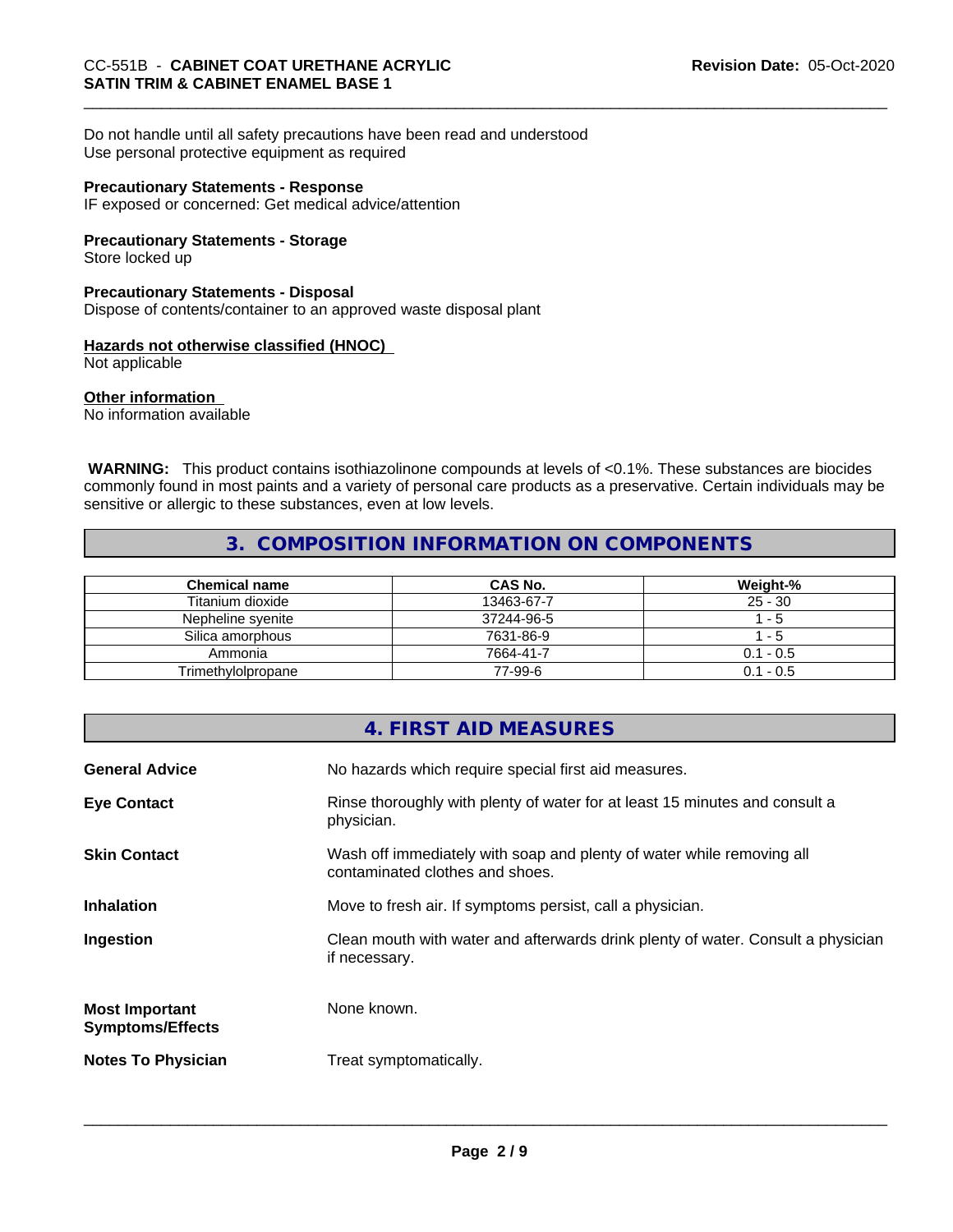Do not handle until all safety precautions have been read and understood
Use personal protective equipment as required

**Precautionary Statements - Response**
IF exposed or concerned: Get medical advice/attention

**Precautionary Statements - Storage**
Store locked up

**Precautionary Statements - Disposal**
Dispose of contents/container to an approved waste disposal plant

**Hazards not otherwise classified (HNOC)**
Not applicable

**Other information**
No information available

**WARNING:** This product contains isothiazolinone compounds at levels of <0.1%. These substances are biocides commonly found in most paints and a variety of personal care products as a preservative. Certain individuals may be sensitive or allergic to these substances, even at low levels.

## 3. COMPOSITION INFORMATION ON COMPONENTS

| Chemical name | CAS No. | Weight-% |
| --- | --- | --- |
| Titanium dioxide | 13463-67-7 | 25 - 30 |
| Nepheline syenite | 37244-96-5 | 1 - 5 |
| Silica amorphous | 7631-86-9 | 1 - 5 |
| Ammonia | 7664-41-7 | 0.1 - 0.5 |
| Trimethylolpropane | 77-99-6 | 0.1 - 0.5 |

## 4. FIRST AID MEASURES

| | |
| --- | --- |
| **General Advice** | No hazards which require special first aid measures. |
| **Eye Contact** | Rinse thoroughly with plenty of water for at least 15 minutes and consult a physician. |
| **Skin Contact** | Wash off immediately with soap and plenty of water while removing all contaminated clothes and shoes. |
| **Inhalation** | Move to fresh air. If symptoms persist, call a physician. |
| **Ingestion** | Clean mouth with water and afterwards drink plenty of water. Consult a physician if necessary. |
| **Most Important Symptoms/Effects** | None known. |
| **Notes To Physician** | Treat symptomatically. |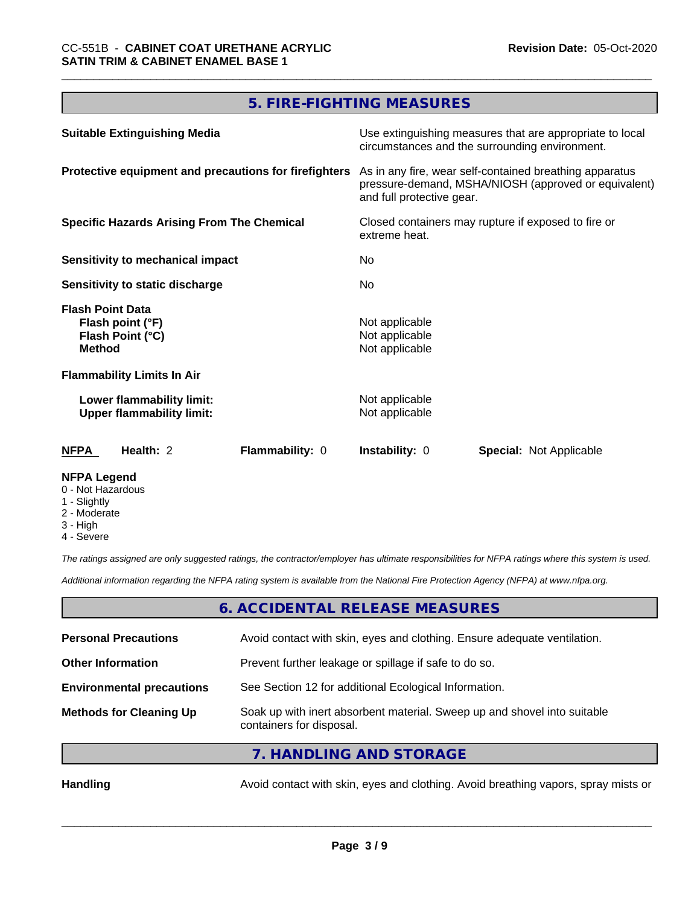## 5. FIRE-FIGHTING MEASURES

| | |
|---|---|
| **Suitable Extinguishing Media** | Use extinguishing measures that are appropriate to local circumstances and the surrounding environment. |
| **Protective equipment and precautions for firefighters** | As in any fire, wear self-contained breathing apparatus pressure-demand, MSHA/NIOSH (approved or equivalent) and full protective gear. |
| **Specific Hazards Arising From The Chemical** | Closed containers may rupture if exposed to fire or extreme heat. |
| **Sensitivity to mechanical impact** | No |
| **Sensitivity to static discharge** | No |

**Flash Point Data**

| | |
|---|---|
| **Flash point (°F)** | Not applicable |
| **Flash Point (°C)** | Not applicable |
| **Method** | Not applicable |

**Flammability Limits In Air**

| | |
|---|---|
| **Lower flammability limit:** | Not applicable |
| **Upper flammability limit:** | Not applicable |

| **NFPA** | **Health:** 2 | **Flammability:** 0 | **Instability:** 0 | **Special:** Not Applicable |
|---|---|---|---|---|

**NFPA Legend**
- 0 - Not Hazardous
- 1 - Slightly
- 2 - Moderate
- 3 - High
- 4 - Severe

*The ratings assigned are only suggested ratings, the contractor/employer has ultimate responsibilities for NFPA ratings where this system is used.*

*Additional information regarding the NFPA rating system is available from the National Fire Protection Agency (NFPA) at www.nfpa.org.*

## 6. ACCIDENTAL RELEASE MEASURES

| | |
|---|---|
| **Personal Precautions** | Avoid contact with skin, eyes and clothing. Ensure adequate ventilation. |
| **Other Information** | Prevent further leakage or spillage if safe to do so. |
| **Environmental precautions** | See Section 12 for additional Ecological Information. |
| **Methods for Cleaning Up** | Soak up with inert absorbent material. Sweep up and shovel into suitable containers for disposal. |

## 7. HANDLING AND STORAGE

| | |
|---|---|
| **Handling** | Avoid contact with skin, eyes and clothing. Avoid breathing vapors, spray mists or |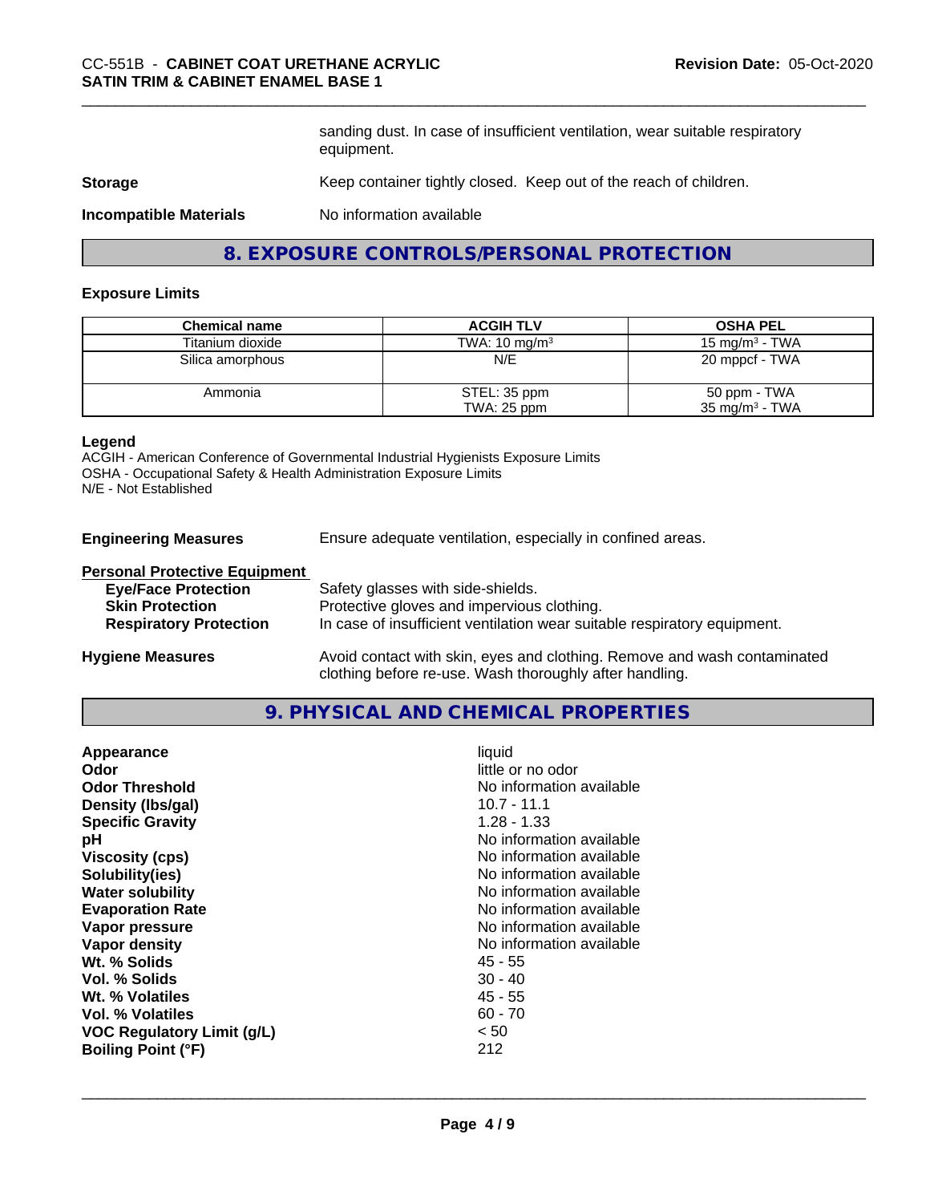| | |
|---|---|
| | sanding dust. In case of insufficient ventilation, wear suitable respiratory equipment. |
| **Storage** | Keep container tightly closed. Keep out of the reach of children. |
| **Incompatible Materials** | No information available |

## 8. EXPOSURE CONTROLS/PERSONAL PROTECTION

### Exposure Limits

| Chemical name | ACGIH TLV | OSHA PEL |
|---|---|---|
| Titanium dioxide | TWA: 10 mg/m$^3$ | 15 mg/m$^3$ - TWA |
| Silica amorphous | N/E | 20 mppcf - TWA |
| Ammonia | STEL: 35 ppm<br>TWA: 25 ppm | 50 ppm - TWA<br>35 mg/m$^3$ - TWA |

**Legend**
ACGIH - American Conference of Governmental Industrial Hygienists Exposure Limits
OSHA - Occupational Safety & Health Administration Exposure Limits
N/E - Not Established

| | |
|---|---|
| **Engineering Measures** | Ensure adequate ventilation, especially in confined areas. |

**Personal Protective Equipment**

| | |
|---|---|
| **Eye/Face Protection** | Safety glasses with side-shields. |
| **Skin Protection** | Protective gloves and impervious clothing. |
| **Respiratory Protection** | In case of insufficient ventilation wear suitable respiratory equipment. |
| **Hygiene Measures** | Avoid contact with skin, eyes and clothing. Remove and wash contaminated clothing before re-use. Wash thoroughly after handling. |

## 9. PHYSICAL AND CHEMICAL PROPERTIES

| | |
|---|---|
| **Appearance** | liquid |
| **Odor** | little or no odor |
| **Odor Threshold** | No information available |
| **Density (lbs/gal)** | 10.7 - 11.1 |
| **Specific Gravity** | 1.28 - 1.33 |
| **pH** | No information available |
| **Viscosity (cps)** | No information available |
| **Solubility(ies)** | No information available |
| **Water solubility** | No information available |
| **Evaporation Rate** | No information available |
| **Vapor pressure** | No information available |
| **Vapor density** | No information available |
| **Wt. % Solids** | 45 - 55 |
| **Vol. % Solids** | 30 - 40 |
| **Wt. % Volatiles** | 45 - 55 |
| **Vol. % Volatiles** | 60 - 70 |
| **VOC Regulatory Limit (g/L)** | < 50 |
| **Boiling Point (°F)** | 212 |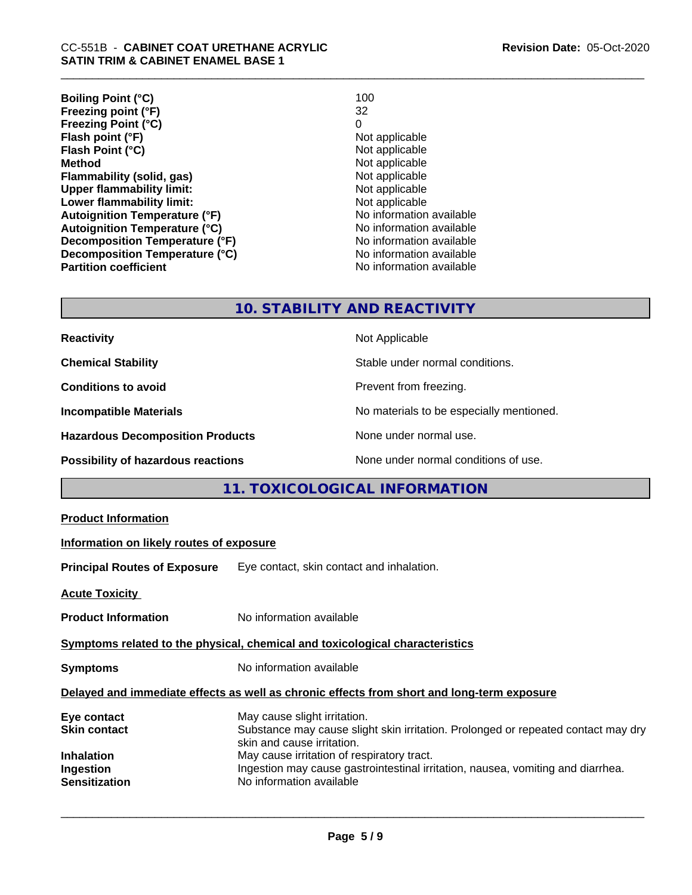| | |
|---|---|
| **Boiling Point (°C)** | 100 |
| **Freezing point (°F)** | 32 |
| **Freezing Point (°C)** | 0 |
| **Flash point (°F)** | Not applicable |
| **Flash Point (°C)** | Not applicable |
| **Method** | Not applicable |
| **Flammability (solid, gas)** | Not applicable |
| **Upper flammability limit:** | Not applicable |
| **Lower flammability limit:** | Not applicable |
| **Autoignition Temperature (°F)** | No information available |
| **Autoignition Temperature (°C)** | No information available |
| **Decomposition Temperature (°F)** | No information available |
| **Decomposition Temperature (°C)** | No information available |
| **Partition coefficient** | No information available |

## 10. STABILITY AND REACTIVITY

| | |
|---|---|
| **Reactivity** | Not Applicable |
| **Chemical Stability** | Stable under normal conditions. |
| **Conditions to avoid** | Prevent from freezing. |
| **Incompatible Materials** | No materials to be especially mentioned. |
| **Hazardous Decomposition Products** | None under normal use. |
| **Possibility of hazardous reactions** | None under normal conditions of use. |

## 11. TOXICOLOGICAL INFORMATION

**Product Information**

**Information on likely routes of exposure**

**Principal Routes of Exposure** Eye contact, skin contact and inhalation.

**Acute Toxicity**

**Product Information** No information available

**Symptoms related to the physical, chemical and toxicological characteristics**

**Symptoms** No information available

**Delayed and immediate effects as well as chronic effects from short and long-term exposure**

| | |
|---|---|
| **Eye contact** | May cause slight irritation. |
| **Skin contact** | Substance may cause slight skin irritation. Prolonged or repeated contact may dry skin and cause irritation. |
| **Inhalation** | May cause irritation of respiratory tract. |
| **Ingestion** | Ingestion may cause gastrointestinal irritation, nausea, vomiting and diarrhea. |
| **Sensitization** | No information available |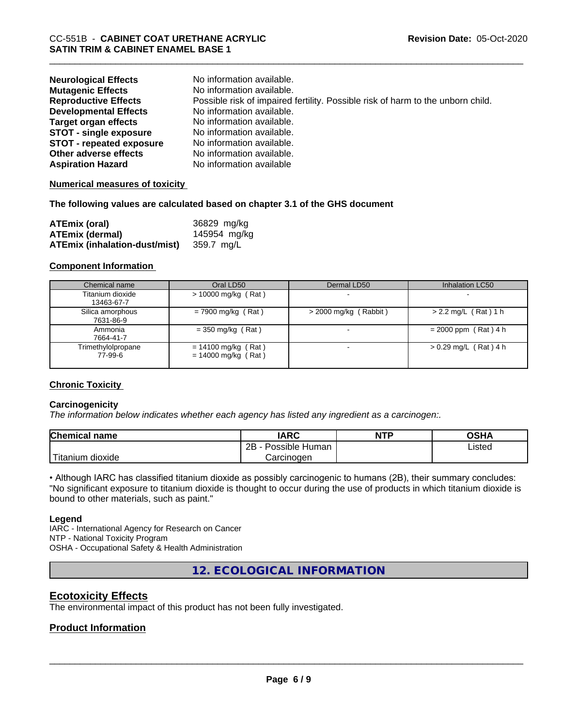| | |
|---|---|
| **Neurological Effects** | No information available. |
| **Mutagenic Effects** | No information available. |
| **Reproductive Effects** | Possible risk of impaired fertility. Possible risk of harm to the unborn child. |
| **Developmental Effects** | No information available. |
| **Target organ effects** | No information available. |
| **STOT - single exposure** | No information available. |
| **STOT - repeated exposure** | No information available. |
| **Other adverse effects** | No information available. |
| **Aspiration Hazard** | No information available |

**Numerical measures of toxicity**

**The following values are calculated based on chapter 3.1 of the GHS document**

| | |
|---|---|
| **ATEmix (oral)** | 36829 mg/kg |
| **ATEmix (dermal)** | 145954 mg/kg |
| **ATEmix (inhalation-dust/mist)** | 359.7 mg/L |

**Component Information**

| Chemical name | Oral LD50 | Dermal LD50 | Inhalation LC50 |
|---|---|---|---|
| Titanium dioxide 13463-67-7 | > 10000 mg/kg ( Rat ) | - | - |
| Silica amorphous 7631-86-9 | = 7900 mg/kg ( Rat ) | > 2000 mg/kg ( Rabbit ) | > 2.2 mg/L ( Rat ) 1 h |
| Ammonia 7664-41-7 | = 350 mg/kg ( Rat ) | - | = 2000 ppm ( Rat ) 4 h |
| Trimethylolpropane 77-99-6 | = 14100 mg/kg ( Rat ) = 14000 mg/kg ( Rat ) | - | > 0.29 mg/L ( Rat ) 4 h |

**Chronic Toxicity**

**Carcinogenicity**

*The information below indicates whether each agency has listed any ingredient as a carcinogen:.*

| Chemical name | IARC | NTP | OSHA |
|---|---|---|---|
| Titanium dioxide | 2B - Possible Human Carcinogen | | Listed |

• Although IARC has classified titanium dioxide as possibly carcinogenic to humans (2B), their summary concludes: "No significant exposure to titanium dioxide is thought to occur during the use of products in which titanium dioxide is bound to other materials, such as paint."

**Legend**

IARC - International Agency for Research on Cancer
NTP - National Toxicity Program
OSHA - Occupational Safety & Health Administration

## 12. ECOLOGICAL INFORMATION

### Ecotoxicity Effects

The environmental impact of this product has not been fully investigated.

### Product Information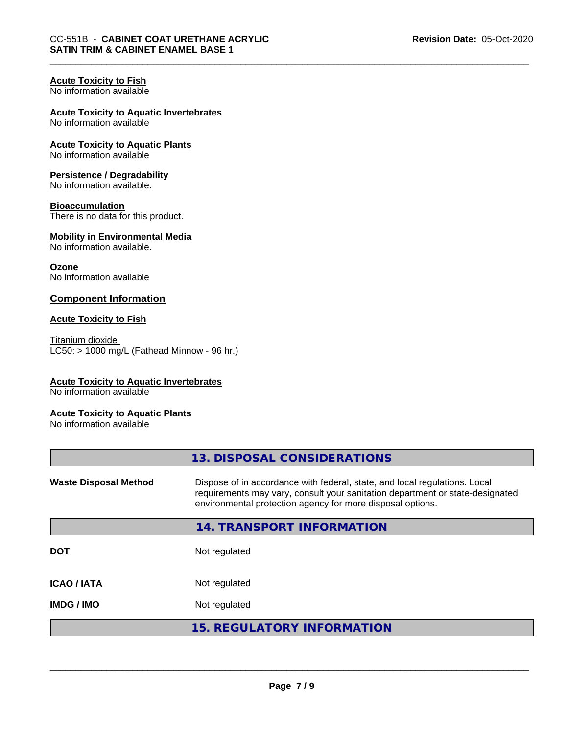**Acute Toxicity to Fish**
No information available

**Acute Toxicity to Aquatic Invertebrates**
No information available

**Acute Toxicity to Aquatic Plants**
No information available

**Persistence / Degradability**
No information available.

**Bioaccumulation**
There is no data for this product.

**Mobility in Environmental Media**
No information available.

**Ozone**
No information available

### Component Information

**Acute Toxicity to Fish**

Titanium dioxide
LC50: > 1000 mg/L (Fathead Minnow - 96 hr.)

**Acute Toxicity to Aquatic Invertebrates**
No information available

**Acute Toxicity to Aquatic Plants**
No information available

## 13. DISPOSAL CONSIDERATIONS

**Waste Disposal Method**: Dispose of in accordance with federal, state, and local regulations. Local requirements may vary, consult your sanitation department or state-designated environmental protection agency for more disposal options.

## 14. TRANSPORT INFORMATION

| | |
|---|---|
| **DOT** | Not regulated |
| **ICAO / IATA** | Not regulated |
| **IMDG / IMO** | Not regulated |

## 15. REGULATORY INFORMATION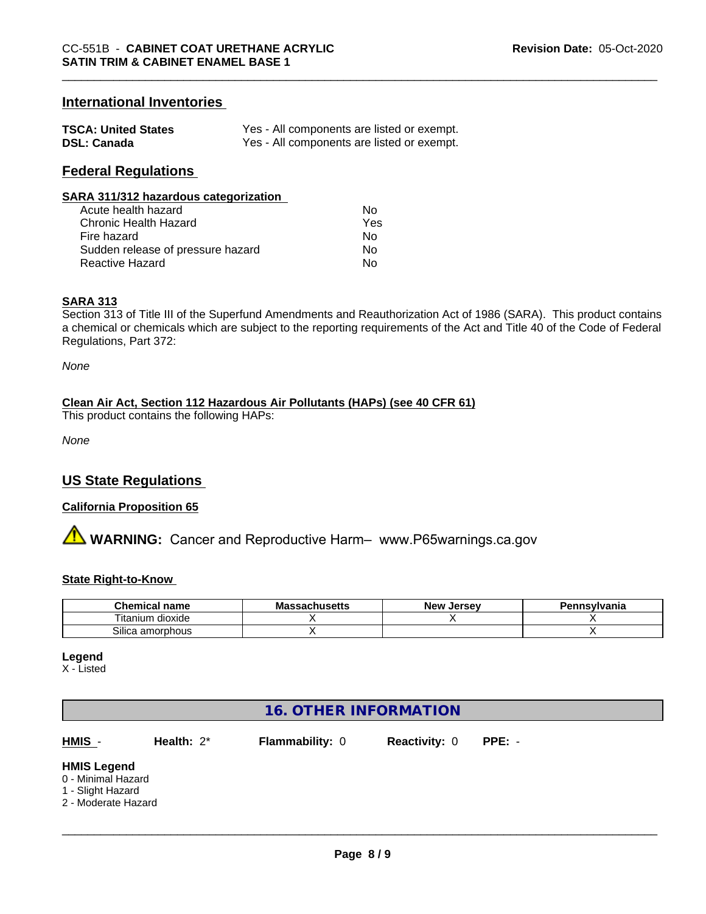## International Inventories

| | |
|---|---|
| **TSCA: United States** | Yes - All components are listed or exempt. |
| **DSL: Canada** | Yes - All components are listed or exempt. |

## Federal Regulations

**SARA 311/312 hazardous categorization**

| | |
|---|---|
| Acute health hazard | No |
| Chronic Health Hazard | Yes |
| Fire hazard | No |
| Sudden release of pressure hazard | No |
| Reactive Hazard | No |

**SARA 313**

Section 313 of Title III of the Superfund Amendments and Reauthorization Act of 1986 (SARA). This product contains a chemical or chemicals which are subject to the reporting requirements of the Act and Title 40 of the Code of Federal Regulations, Part 372:

*None*

**Clean Air Act, Section 112 Hazardous Air Pollutants (HAPs) (see 40 CFR 61)**

This product contains the following HAPs:

*None*

## US State Regulations

**California Proposition 65**

⚠ **WARNING:** Cancer and Reproductive Harm– www.P65warnings.ca.gov

**State Right-to-Know**

| Chemical name | Massachusetts | New Jersey | Pennsylvania |
|---|---|---|---|
| Titanium dioxide | X | X | X |
| Silica amorphous | X | | X |

**Legend**

X - Listed

## 16. OTHER INFORMATION

**HMIS** - **Health:** 2* **Flammability:** 0 **Reactivity:** 0 **PPE:** -

**HMIS Legend**

0 - Minimal Hazard
1 - Slight Hazard
2 - Moderate Hazard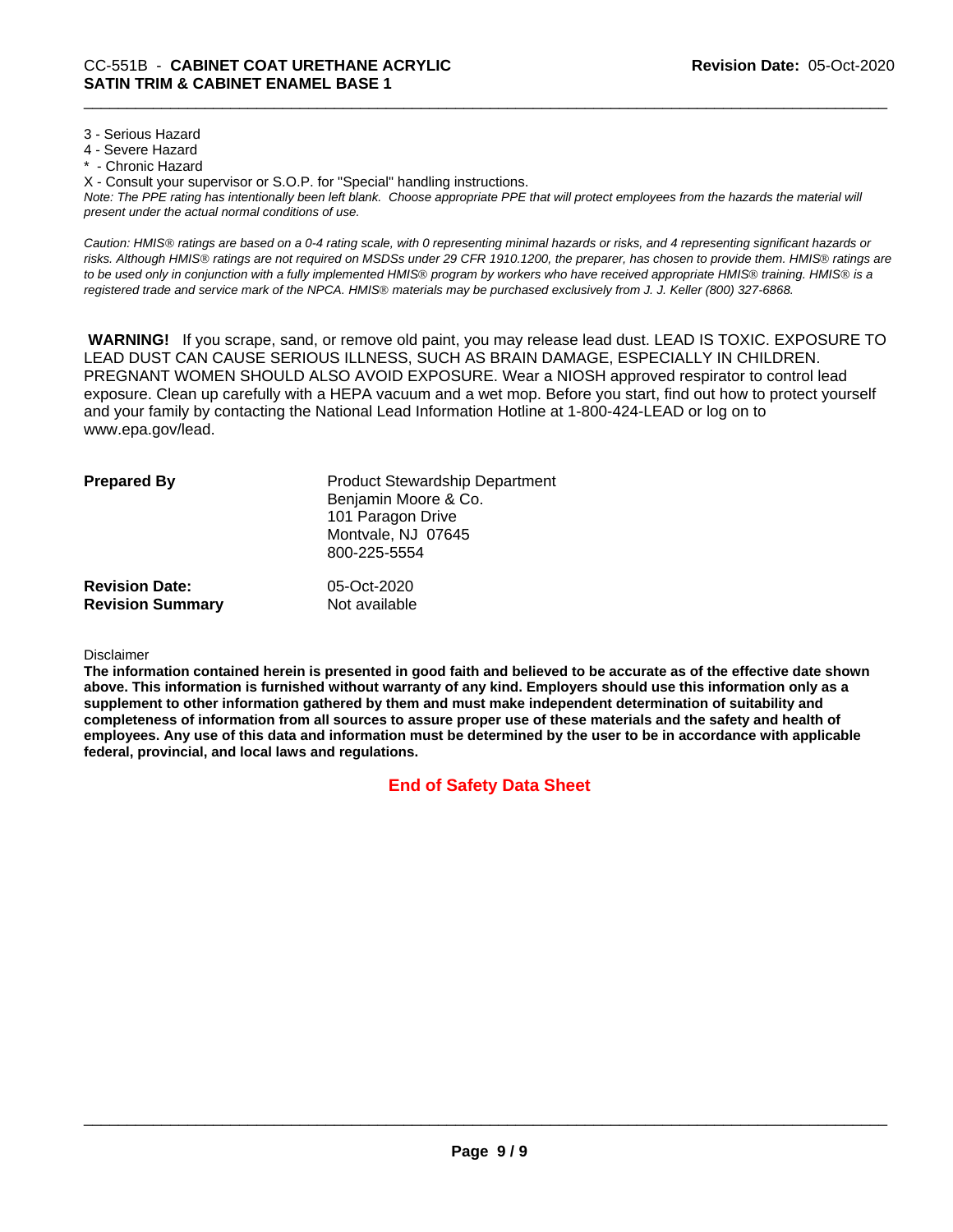3 - Serious Hazard
4 - Severe Hazard
* - Chronic Hazard
X - Consult your supervisor or S.O.P. for "Special" handling instructions.

*Note: The PPE rating has intentionally been left blank. Choose appropriate PPE that will protect employees from the hazards the material will present under the actual normal conditions of use.*

*Caution: HMIS® ratings are based on a 0-4 rating scale, with 0 representing minimal hazards or risks, and 4 representing significant hazards or risks. Although HMIS® ratings are not required on MSDSs under 29 CFR 1910.1200, the preparer, has chosen to provide them. HMIS® ratings are to be used only in conjunction with a fully implemented HMIS® program by workers who have received appropriate HMIS® training. HMIS® is a registered trade and service mark of the NPCA. HMIS® materials may be purchased exclusively from J. J. Keller (800) 327-6868.*

**WARNING!** If you scrape, sand, or remove old paint, you may release lead dust. LEAD IS TOXIC. EXPOSURE TO LEAD DUST CAN CAUSE SERIOUS ILLNESS, SUCH AS BRAIN DAMAGE, ESPECIALLY IN CHILDREN. PREGNANT WOMEN SHOULD ALSO AVOID EXPOSURE. Wear a NIOSH approved respirator to control lead exposure. Clean up carefully with a HEPA vacuum and a wet mop. Before you start, find out how to protect yourself and your family by contacting the National Lead Information Hotline at 1-800-424-LEAD or log on to www.epa.gov/lead.

| | |
|---|---|
| **Prepared By** | Product Stewardship Department<br>Benjamin Moore & Co.<br>101 Paragon Drive<br>Montvale, NJ 07645<br>800-225-5554 |
| **Revision Date:** | 05-Oct-2020 |
| **Revision Summary** | Not available |

Disclaimer

**The information contained herein is presented in good faith and believed to be accurate as of the effective date shown above. This information is furnished without warranty of any kind. Employers should use this information only as a supplement to other information gathered by them and must make independent determination of suitability and completeness of information from all sources to assure proper use of these materials and the safety and health of employees. Any use of this data and information must be determined by the user to be in accordance with applicable federal, provincial, and local laws and regulations.**

**End of Safety Data Sheet**